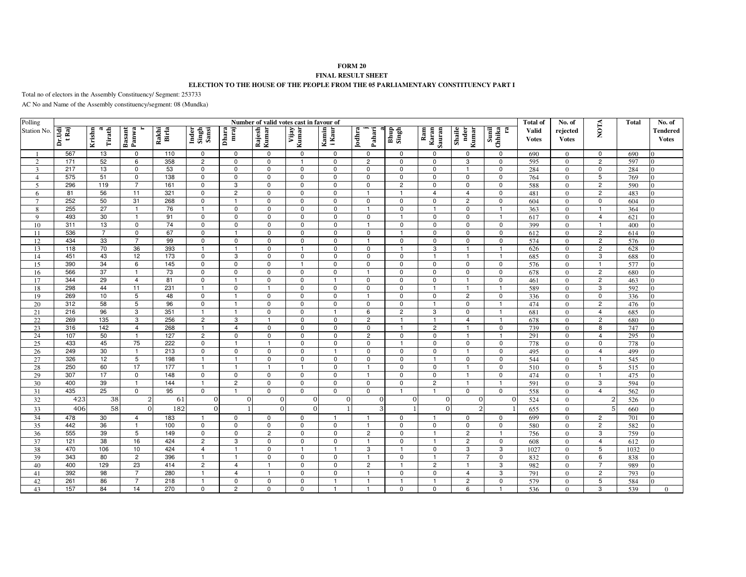**FORM 20**

**FINAL RESULT SHEET**

**ELECTION TO THE HOUSE OF THE PEOPLE FROM THE 05 PARLIAMENTARY CONSTITUENCY PART I**

Total no of electors in the Assembly Constituency/ Segment: 253733

AC No and Name of the Assembly constituency/segment: 08 (Mundka)

| Polling Station No. | Number of valid votes cast in favour of | | | | | | | | | | | | | | Total of Valid Votes | No. of rejected Votes | NOTA | Total | No. of Tendered Votes |
|---|---|---|---|---|---|---|---|---|---|---|---|---|---|---|---|---|---|---|---|
| | Dr.Udit Raj | Krishna Tirath | Basant Panwar | Rakhi Birla | Inder Singh Sansi | Dharamraj | Rajesh Kumar | Vijay Kumar | Kamini Kaur | Jodhraj Paharia | Bhup Singh | Ram Karan Sauran | Shailender Kumar | Sunil Chhikara | | | | | |
| 1 | 567 | 13 | 0 | 110 | 0 | 0 | 0 | 0 | 0 | 0 | 0 | 0 | 0 | 0 | 690 | 0 | 0 | 690 | 0 |
| 2 | 171 | 52 | 6 | 358 | 2 | 0 | 0 | 1 | 0 | 2 | 0 | 0 | 3 | 0 | 595 | 0 | 2 | 597 | 0 |
| 3 | 217 | 13 | 0 | 53 | 0 | 0 | 0 | 0 | 0 | 0 | 0 | 0 | 1 | 0 | 284 | 0 | 0 | 284 | 0 |
| 4 | 575 | 51 | 0 | 138 | 0 | 0 | 0 | 0 | 0 | 0 | 0 | 0 | 0 | 0 | 764 | 0 | 5 | 769 | 0 |
| 5 | 296 | 119 | 7 | 161 | 0 | 3 | 0 | 0 | 0 | 0 | 2 | 0 | 0 | 0 | 588 | 0 | 2 | 590 | 0 |
| 6 | 81 | 56 | 11 | 321 | 0 | 2 | 0 | 0 | 0 | 1 | 1 | 4 | 4 | 0 | 481 | 0 | 2 | 483 | 0 |
| 7 | 252 | 50 | 31 | 268 | 0 | 1 | 0 | 0 | 0 | 0 | 0 | 0 | 2 | 0 | 604 | 0 | 0 | 604 | 0 |
| 8 | 255 | 27 | 1 | 76 | 1 | 0 | 0 | 0 | 0 | 1 | 0 | 1 | 0 | 1 | 363 | 0 | 1 | 364 | 0 |
| 9 | 493 | 30 | 1 | 91 | 0 | 0 | 0 | 0 | 0 | 0 | 1 | 0 | 0 | 1 | 617 | 0 | 4 | 621 | 0 |
| 10 | 311 | 13 | 0 | 74 | 0 | 0 | 0 | 0 | 0 | 1 | 0 | 0 | 0 | 0 | 399 | 0 | 1 | 400 | 0 |
| 11 | 536 | 7 | 0 | 67 | 0 | 1 | 0 | 0 | 0 | 0 | 1 | 0 | 0 | 0 | 612 | 0 | 2 | 614 | 0 |
| 12 | 434 | 33 | 7 | 99 | 0 | 0 | 0 | 0 | 0 | 1 | 0 | 0 | 0 | 0 | 574 | 0 | 2 | 576 | 0 |
| 13 | 118 | 70 | 36 | 393 | 1 | 1 | 0 | 1 | 0 | 0 | 1 | 3 | 1 | 1 | 626 | 0 | 2 | 628 | 0 |
| 14 | 451 | 43 | 12 | 173 | 0 | 3 | 0 | 0 | 0 | 0 | 0 | 1 | 1 | 1 | 685 | 0 | 3 | 688 | 0 |
| 15 | 390 | 34 | 6 | 145 | 0 | 0 | 0 | 1 | 0 | 0 | 0 | 0 | 0 | 0 | 576 | 0 | 1 | 577 | 0 |
| 16 | 566 | 37 | 1 | 73 | 0 | 0 | 0 | 0 | 0 | 1 | 0 | 0 | 0 | 0 | 678 | 0 | 2 | 680 | 0 |
| 17 | 344 | 29 | 4 | 81 | 0 | 1 | 0 | 0 | 1 | 0 | 0 | 0 | 1 | 0 | 461 | 0 | 2 | 463 | 0 |
| 18 | 298 | 44 | 11 | 231 | 1 | 0 | 1 | 0 | 0 | 0 | 0 | 1 | 1 | 1 | 589 | 0 | 3 | 592 | 0 |
| 19 | 269 | 10 | 5 | 48 | 0 | 1 | 0 | 0 | 0 | 1 | 0 | 0 | 2 | 0 | 336 | 0 | 0 | 336 | 0 |
| 20 | 312 | 58 | 5 | 96 | 0 | 1 | 0 | 0 | 0 | 0 | 0 | 1 | 0 | 1 | 474 | 0 | 2 | 476 | 0 |
| 21 | 216 | 96 | 3 | 351 | 1 | 1 | 0 | 0 | 1 | 6 | 2 | 3 | 0 | 1 | 681 | 0 | 4 | 685 | 0 |
| 22 | 269 | 135 | 3 | 256 | 2 | 3 | 1 | 0 | 0 | 2 | 1 | 1 | 4 | 1 | 678 | 0 | 2 | 680 | 0 |
| 23 | 316 | 142 | 4 | 268 | 1 | 4 | 0 | 0 | 0 | 0 | 1 | 2 | 1 | 0 | 739 | 0 | 8 | 747 | 0 |
| 24 | 107 | 50 | 1 | 127 | 2 | 0 | 0 | 0 | 0 | 2 | 0 | 0 | 1 | 1 | 291 | 0 | 4 | 295 | 0 |
| 25 | 433 | 45 | 75 | 222 | 0 | 1 | 1 | 0 | 0 | 0 | 1 | 0 | 0 | 0 | 778 | 0 | 0 | 778 | 0 |
| 26 | 249 | 30 | 1 | 213 | 0 | 0 | 0 | 0 | 1 | 0 | 0 | 0 | 1 | 0 | 495 | 0 | 4 | 499 | 0 |
| 27 | 326 | 12 | 5 | 198 | 1 | 1 | 0 | 0 | 0 | 0 | 0 | 1 | 0 | 0 | 544 | 0 | 1 | 545 | 0 |
| 28 | 250 | 60 | 17 | 177 | 1 | 1 | 1 | 1 | 0 | 1 | 0 | 0 | 1 | 0 | 510 | 0 | 5 | 515 | 0 |
| 29 | 307 | 17 | 0 | 148 | 0 | 0 | 0 | 0 | 0 | 1 | 0 | 0 | 1 | 0 | 474 | 0 | 1 | 475 | 0 |
| 30 | 400 | 39 | 1 | 144 | 1 | 2 | 0 | 0 | 0 | 0 | 0 | 2 | 1 | 1 | 591 | 0 | 3 | 594 | 0 |
| 31 | 435 | 25 | 0 | 95 | 0 | 1 | 0 | 0 | 0 | 0 | 1 | 1 | 0 | 0 | 558 | 0 | 4 | 562 | 0 |
| 32 | 423 | 38 | 2 | 61 | 0 | 0 | 0 | 0 | 0 | 0 | 0 | 0 | 0 | 0 | 524 | 0 | 2 | 526 | 0 |
| 33 | 406 | 58 | 0 | 182 | 0 | 1 | 0 | 0 | 1 | 3 | 1 | 0 | 2 | 1 | 655 | 0 | 5 | 660 | 0 |
| 34 | 478 | 30 | 4 | 183 | 1 | 0 | 0 | 0 | 1 | 1 | 0 | 1 | 0 | 0 | 699 | 0 | 2 | 701 | 0 |
| 35 | 442 | 36 | 1 | 100 | 0 | 0 | 0 | 0 | 0 | 1 | 0 | 0 | 0 | 0 | 580 | 0 | 2 | 582 | 0 |
| 36 | 555 | 39 | 5 | 149 | 0 | 0 | 2 | 0 | 0 | 2 | 0 | 1 | 2 | 1 | 756 | 0 | 3 | 759 | 0 |
| 37 | 121 | 38 | 16 | 424 | 2 | 3 | 0 | 0 | 0 | 1 | 0 | 1 | 2 | 0 | 608 | 0 | 4 | 612 | 0 |
| 38 | 470 | 106 | 10 | 424 | 4 | 1 | 0 | 1 | 1 | 3 | 1 | 0 | 3 | 3 | 1027 | 0 | 5 | 1032 | 0 |
| 39 | 343 | 80 | 2 | 396 | 1 | 1 | 0 | 0 | 0 | 1 | 0 | 1 | 7 | 0 | 832 | 0 | 6 | 838 | 0 |
| 40 | 400 | 129 | 23 | 414 | 2 | 4 | 1 | 0 | 0 | 2 | 1 | 2 | 1 | 3 | 982 | 0 | 7 | 989 | 0 |
| 41 | 392 | 98 | 7 | 280 | 1 | 4 | 1 | 0 | 0 | 1 | 0 | 0 | 4 | 3 | 791 | 0 | 2 | 793 | 0 |
| 42 | 261 | 86 | 7 | 218 | 1 | 0 | 0 | 0 | 1 | 1 | 1 | 1 | 2 | 0 | 579 | 0 | 5 | 584 | 0 |
| 43 | 157 | 84 | 14 | 270 | 0 | 2 | 0 | 0 | 1 | 1 | 0 | 0 | 6 | 1 | 536 | 0 | 3 | 539 | 0 |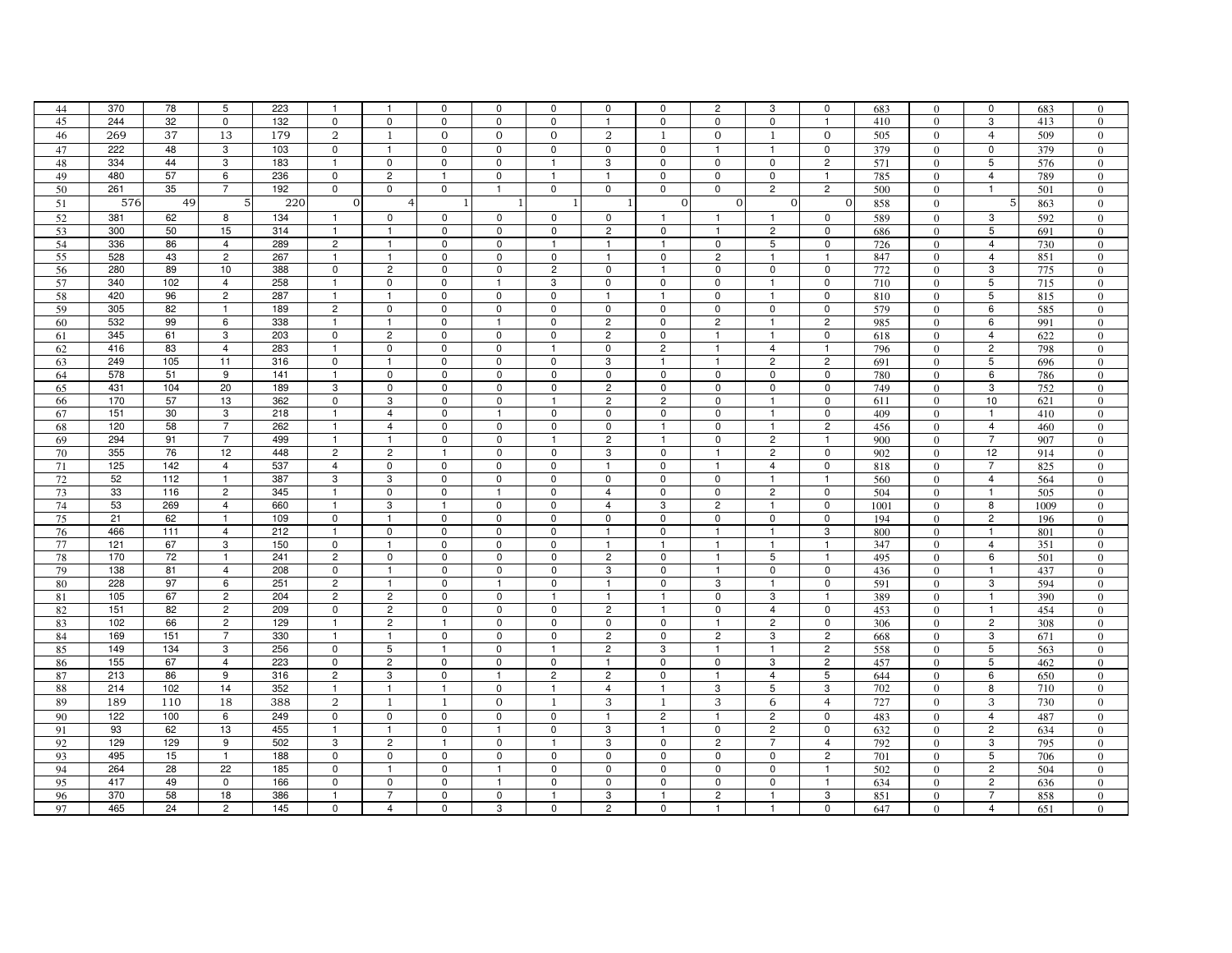| | | | | | | | | | | | | | | | | | | |
|---|---|---|---|---|---|---|---|---|---|---|---|---|---|---|---|---|---|---|
| 44 | 370 | 78 | 5 | 223 | 1 | 1 | 0 | 0 | 0 | 0 | 0 | 2 | 3 | 0 | 683 | 0 | 0 | 683 | 0 |
| 45 | 244 | 32 | 0 | 132 | 0 | 0 | 0 | 0 | 0 | 1 | 0 | 0 | 0 | 1 | 410 | 0 | 3 | 413 | 0 |
| 46 | 269 | 37 | 13 | 179 | 2 | 1 | 0 | 0 | 0 | 2 | 1 | 0 | 1 | 0 | 505 | 0 | 4 | 509 | 0 |
| 47 | 222 | 48 | 3 | 103 | 0 | 1 | 0 | 0 | 0 | 0 | 0 | 1 | 1 | 0 | 379 | 0 | 0 | 379 | 0 |
| 48 | 334 | 44 | 3 | 183 | 1 | 0 | 0 | 0 | 1 | 3 | 0 | 0 | 0 | 2 | 571 | 0 | 5 | 576 | 0 |
| 49 | 480 | 57 | 6 | 236 | 0 | 2 | 1 | 0 | 1 | 1 | 0 | 0 | 0 | 1 | 785 | 0 | 4 | 789 | 0 |
| 50 | 261 | 35 | 7 | 192 | 0 | 0 | 0 | 1 | 0 | 0 | 0 | 0 | 2 | 2 | 500 | 0 | 1 | 501 | 0 |
| 51 | 576 | 49 | 5 | 220 | 0 | 4 | 1 | 1 | 1 | 1 | 0 | 0 | 0 | 0 | 858 | 0 | 5 | 863 | 0 |
| 52 | 381 | 62 | 8 | 134 | 1 | 0 | 0 | 0 | 0 | 0 | 1 | 1 | 1 | 0 | 589 | 0 | 3 | 592 | 0 |
| 53 | 300 | 50 | 15 | 314 | 1 | 1 | 0 | 0 | 0 | 2 | 0 | 1 | 2 | 0 | 686 | 0 | 5 | 691 | 0 |
| 54 | 336 | 86 | 4 | 289 | 2 | 1 | 0 | 0 | 1 | 1 | 1 | 0 | 5 | 0 | 726 | 0 | 4 | 730 | 0 |
| 55 | 528 | 43 | 2 | 267 | 1 | 1 | 0 | 0 | 0 | 1 | 0 | 2 | 1 | 1 | 847 | 0 | 4 | 851 | 0 |
| 56 | 280 | 89 | 10 | 388 | 0 | 2 | 0 | 0 | 2 | 0 | 1 | 0 | 0 | 0 | 772 | 0 | 3 | 775 | 0 |
| 57 | 340 | 102 | 4 | 258 | 1 | 0 | 0 | 1 | 3 | 0 | 0 | 0 | 1 | 0 | 710 | 0 | 5 | 715 | 0 |
| 58 | 420 | 96 | 2 | 287 | 1 | 1 | 0 | 0 | 0 | 1 | 1 | 0 | 1 | 0 | 810 | 0 | 5 | 815 | 0 |
| 59 | 305 | 82 | 1 | 189 | 2 | 0 | 0 | 0 | 0 | 0 | 0 | 0 | 0 | 0 | 579 | 0 | 6 | 585 | 0 |
| 60 | 532 | 99 | 6 | 338 | 1 | 1 | 0 | 1 | 0 | 2 | 0 | 2 | 1 | 2 | 985 | 0 | 6 | 991 | 0 |
| 61 | 345 | 61 | 3 | 203 | 0 | 2 | 0 | 0 | 0 | 2 | 0 | 1 | 1 | 0 | 618 | 0 | 4 | 622 | 0 |
| 62 | 416 | 83 | 4 | 283 | 1 | 0 | 0 | 0 | 1 | 0 | 2 | 1 | 4 | 1 | 796 | 0 | 2 | 798 | 0 |
| 63 | 249 | 105 | 11 | 316 | 0 | 1 | 0 | 0 | 0 | 3 | 1 | 1 | 2 | 2 | 691 | 0 | 5 | 696 | 0 |
| 64 | 578 | 51 | 9 | 141 | 1 | 0 | 0 | 0 | 0 | 0 | 0 | 0 | 0 | 0 | 780 | 0 | 6 | 786 | 0 |
| 65 | 431 | 104 | 20 | 189 | 3 | 0 | 0 | 0 | 0 | 2 | 0 | 0 | 0 | 0 | 749 | 0 | 3 | 752 | 0 |
| 66 | 170 | 57 | 13 | 362 | 0 | 3 | 0 | 0 | 1 | 2 | 2 | 0 | 1 | 0 | 611 | 0 | 10 | 621 | 0 |
| 67 | 151 | 30 | 3 | 218 | 1 | 4 | 0 | 1 | 0 | 0 | 0 | 0 | 1 | 0 | 409 | 0 | 1 | 410 | 0 |
| 68 | 120 | 58 | 7 | 262 | 1 | 4 | 0 | 0 | 0 | 0 | 1 | 0 | 1 | 2 | 456 | 0 | 4 | 460 | 0 |
| 69 | 294 | 91 | 7 | 499 | 1 | 1 | 0 | 0 | 1 | 2 | 1 | 0 | 2 | 1 | 900 | 0 | 7 | 907 | 0 |
| 70 | 355 | 76 | 12 | 448 | 2 | 2 | 1 | 0 | 0 | 3 | 0 | 1 | 2 | 0 | 902 | 0 | 12 | 914 | 0 |
| 71 | 125 | 142 | 4 | 537 | 4 | 0 | 0 | 0 | 0 | 1 | 0 | 1 | 4 | 0 | 818 | 0 | 7 | 825 | 0 |
| 72 | 52 | 112 | 1 | 387 | 3 | 3 | 0 | 0 | 0 | 0 | 0 | 0 | 1 | 1 | 560 | 0 | 4 | 564 | 0 |
| 73 | 33 | 116 | 2 | 345 | 1 | 0 | 0 | 1 | 0 | 4 | 0 | 0 | 2 | 0 | 504 | 0 | 1 | 505 | 0 |
| 74 | 53 | 269 | 4 | 660 | 1 | 3 | 1 | 0 | 0 | 4 | 3 | 2 | 1 | 0 | 1001 | 0 | 8 | 1009 | 0 |
| 75 | 21 | 62 | 1 | 109 | 0 | 1 | 0 | 0 | 0 | 0 | 0 | 0 | 0 | 0 | 194 | 0 | 2 | 196 | 0 |
| 76 | 466 | 111 | 4 | 212 | 1 | 0 | 0 | 0 | 0 | 1 | 0 | 1 | 1 | 3 | 800 | 0 | 1 | 801 | 0 |
| 77 | 121 | 67 | 3 | 150 | 0 | 1 | 0 | 0 | 0 | 1 | 1 | 1 | 1 | 1 | 347 | 0 | 4 | 351 | 0 |
| 78 | 170 | 72 | 1 | 241 | 2 | 0 | 0 | 0 | 0 | 2 | 0 | 1 | 5 | 1 | 495 | 0 | 6 | 501 | 0 |
| 79 | 138 | 81 | 4 | 208 | 0 | 1 | 0 | 0 | 0 | 3 | 0 | 1 | 0 | 0 | 436 | 0 | 1 | 437 | 0 |
| 80 | 228 | 97 | 6 | 251 | 2 | 1 | 0 | 1 | 0 | 1 | 0 | 3 | 1 | 0 | 591 | 0 | 3 | 594 | 0 |
| 81 | 105 | 67 | 2 | 204 | 2 | 2 | 0 | 0 | 1 | 1 | 1 | 0 | 3 | 1 | 389 | 0 | 1 | 390 | 0 |
| 82 | 151 | 82 | 2 | 209 | 0 | 2 | 0 | 0 | 0 | 2 | 1 | 0 | 4 | 0 | 453 | 0 | 1 | 454 | 0 |
| 83 | 102 | 66 | 2 | 129 | 1 | 2 | 1 | 0 | 0 | 0 | 0 | 1 | 2 | 0 | 306 | 0 | 2 | 308 | 0 |
| 84 | 169 | 151 | 7 | 330 | 1 | 1 | 0 | 0 | 0 | 2 | 0 | 2 | 3 | 2 | 668 | 0 | 3 | 671 | 0 |
| 85 | 149 | 134 | 3 | 256 | 0 | 5 | 1 | 0 | 1 | 2 | 3 | 1 | 1 | 2 | 558 | 0 | 5 | 563 | 0 |
| 86 | 155 | 67 | 4 | 223 | 0 | 2 | 0 | 0 | 0 | 1 | 0 | 0 | 3 | 2 | 457 | 0 | 5 | 462 | 0 |
| 87 | 213 | 86 | 9 | 316 | 2 | 3 | 0 | 1 | 2 | 2 | 0 | 1 | 4 | 5 | 644 | 0 | 6 | 650 | 0 |
| 88 | 214 | 102 | 14 | 352 | 1 | 1 | 1 | 0 | 1 | 4 | 1 | 3 | 5 | 3 | 702 | 0 | 8 | 710 | 0 |
| 89 | 189 | 110 | 18 | 388 | 2 | 1 | 1 | 0 | 1 | 3 | 1 | 3 | 6 | 4 | 727 | 0 | 3 | 730 | 0 |
| 90 | 122 | 100 | 6 | 249 | 0 | 0 | 0 | 0 | 0 | 1 | 2 | 1 | 2 | 0 | 483 | 0 | 4 | 487 | 0 |
| 91 | 93 | 62 | 13 | 455 | 1 | 1 | 0 | 1 | 0 | 3 | 1 | 0 | 2 | 0 | 632 | 0 | 2 | 634 | 0 |
| 92 | 129 | 129 | 9 | 502 | 3 | 2 | 1 | 0 | 1 | 3 | 0 | 2 | 7 | 4 | 792 | 0 | 3 | 795 | 0 |
| 93 | 495 | 15 | 1 | 188 | 0 | 0 | 0 | 0 | 0 | 0 | 0 | 0 | 0 | 2 | 701 | 0 | 5 | 706 | 0 |
| 94 | 264 | 28 | 22 | 185 | 0 | 1 | 0 | 1 | 0 | 0 | 0 | 0 | 0 | 1 | 502 | 0 | 2 | 504 | 0 |
| 95 | 417 | 49 | 0 | 166 | 0 | 0 | 0 | 1 | 0 | 0 | 0 | 0 | 0 | 1 | 634 | 0 | 2 | 636 | 0 |
| 96 | 370 | 58 | 18 | 386 | 1 | 7 | 0 | 0 | 1 | 3 | 1 | 2 | 1 | 3 | 851 | 0 | 7 | 858 | 0 |
| 97 | 465 | 24 | 2 | 145 | 0 | 4 | 0 | 3 | 0 | 2 | 0 | 1 | 1 | 0 | 647 | 0 | 4 | 651 | 0 |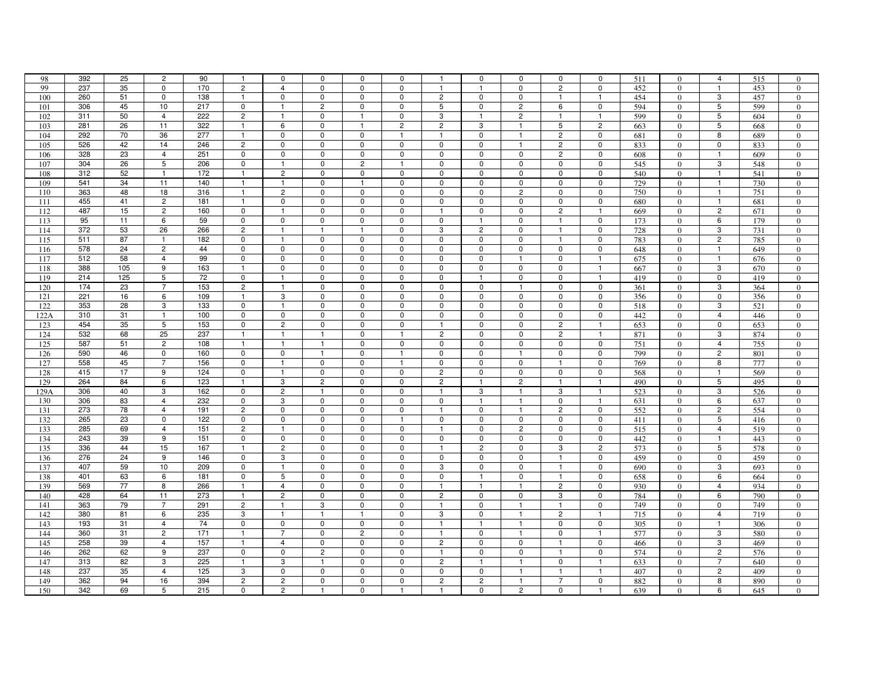| | | | | | | | | | | | | | | | | | | | |
|---|---|---|---|---|---|---|---|---|---|---|---|---|---|---|---|---|---|---|---|
| 98 | 392 | 25 | 2 | 90 | 1 | 0 | 0 | 0 | 0 | 1 | 0 | 0 | 0 | 0 | 511 | 0 | 4 | 515 | 0 |
| 99 | 237 | 35 | 0 | 170 | 2 | 4 | 0 | 0 | 0 | 1 | 1 | 0 | 2 | 0 | 452 | 0 | 1 | 453 | 0 |
| 100 | 260 | 51 | 0 | 138 | 1 | 0 | 0 | 0 | 0 | 2 | 0 | 0 | 1 | 1 | 454 | 0 | 3 | 457 | 0 |
| 101 | 306 | 45 | 10 | 217 | 0 | 1 | 2 | 0 | 0 | 5 | 0 | 2 | 6 | 0 | 594 | 0 | 5 | 599 | 0 |
| 102 | 311 | 50 | 4 | 222 | 2 | 1 | 0 | 1 | 0 | 3 | 1 | 2 | 1 | 1 | 599 | 0 | 5 | 604 | 0 |
| 103 | 281 | 26 | 11 | 322 | 1 | 6 | 0 | 1 | 2 | 2 | 3 | 1 | 5 | 2 | 663 | 0 | 5 | 668 | 0 |
| 104 | 292 | 70 | 36 | 277 | 1 | 0 | 0 | 0 | 1 | 1 | 0 | 1 | 2 | 0 | 681 | 0 | 8 | 689 | 0 |
| 105 | 526 | 42 | 14 | 246 | 2 | 0 | 0 | 0 | 0 | 0 | 0 | 1 | 2 | 0 | 833 | 0 | 0 | 833 | 0 |
| 106 | 328 | 23 | 4 | 251 | 0 | 0 | 0 | 0 | 0 | 0 | 0 | 0 | 2 | 0 | 608 | 0 | 1 | 609 | 0 |
| 107 | 304 | 26 | 5 | 206 | 0 | 1 | 0 | 2 | 1 | 0 | 0 | 0 | 0 | 0 | 545 | 0 | 3 | 548 | 0 |
| 108 | 312 | 52 | 1 | 172 | 1 | 2 | 0 | 0 | 0 | 0 | 0 | 0 | 0 | 0 | 540 | 0 | 1 | 541 | 0 |
| 109 | 541 | 34 | 11 | 140 | 1 | 1 | 0 | 1 | 0 | 0 | 0 | 0 | 0 | 0 | 729 | 0 | 1 | 730 | 0 |
| 110 | 363 | 48 | 18 | 316 | 1 | 2 | 0 | 0 | 0 | 0 | 0 | 2 | 0 | 0 | 750 | 0 | 1 | 751 | 0 |
| 111 | 455 | 41 | 2 | 181 | 1 | 0 | 0 | 0 | 0 | 0 | 0 | 0 | 0 | 0 | 680 | 0 | 1 | 681 | 0 |
| 112 | 487 | 15 | 2 | 160 | 0 | 1 | 0 | 0 | 0 | 1 | 0 | 0 | 2 | 1 | 669 | 0 | 2 | 671 | 0 |
| 113 | 95 | 11 | 6 | 59 | 0 | 0 | 0 | 0 | 0 | 0 | 1 | 0 | 1 | 0 | 173 | 0 | 6 | 179 | 0 |
| 114 | 372 | 53 | 26 | 266 | 2 | 1 | 1 | 1 | 0 | 3 | 2 | 0 | 1 | 0 | 728 | 0 | 3 | 731 | 0 |
| 115 | 511 | 87 | 1 | 182 | 0 | 1 | 0 | 0 | 0 | 0 | 0 | 0 | 1 | 0 | 783 | 0 | 2 | 785 | 0 |
| 116 | 578 | 24 | 2 | 44 | 0 | 0 | 0 | 0 | 0 | 0 | 0 | 0 | 0 | 0 | 648 | 0 | 1 | 649 | 0 |
| 117 | 512 | 58 | 4 | 99 | 0 | 0 | 0 | 0 | 0 | 0 | 0 | 1 | 0 | 1 | 675 | 0 | 1 | 676 | 0 |
| 118 | 388 | 105 | 9 | 163 | 1 | 0 | 0 | 0 | 0 | 0 | 0 | 0 | 0 | 1 | 667 | 0 | 3 | 670 | 0 |
| 119 | 214 | 125 | 5 | 72 | 0 | 1 | 0 | 0 | 0 | 0 | 1 | 0 | 0 | 1 | 419 | 0 | 0 | 419 | 0 |
| 120 | 174 | 23 | 7 | 153 | 2 | 1 | 0 | 0 | 0 | 0 | 0 | 1 | 0 | 0 | 361 | 0 | 3 | 364 | 0 |
| 121 | 221 | 16 | 6 | 109 | 1 | 3 | 0 | 0 | 0 | 0 | 0 | 0 | 0 | 0 | 356 | 0 | 0 | 356 | 0 |
| 122 | 353 | 28 | 3 | 133 | 0 | 1 | 0 | 0 | 0 | 0 | 0 | 0 | 0 | 0 | 518 | 0 | 3 | 521 | 0 |
| 122A | 310 | 31 | 1 | 100 | 0 | 0 | 0 | 0 | 0 | 0 | 0 | 0 | 0 | 0 | 442 | 0 | 4 | 446 | 0 |
| 123 | 454 | 35 | 5 | 153 | 0 | 2 | 0 | 0 | 0 | 1 | 0 | 0 | 2 | 1 | 653 | 0 | 0 | 653 | 0 |
| 124 | 532 | 68 | 25 | 237 | 1 | 1 | 1 | 0 | 1 | 2 | 0 | 0 | 2 | 1 | 871 | 0 | 3 | 874 | 0 |
| 125 | 587 | 51 | 2 | 108 | 1 | 1 | 1 | 0 | 0 | 0 | 0 | 0 | 0 | 0 | 751 | 0 | 4 | 755 | 0 |
| 126 | 590 | 46 | 0 | 160 | 0 | 0 | 1 | 0 | 1 | 0 | 0 | 1 | 0 | 0 | 799 | 0 | 2 | 801 | 0 |
| 127 | 558 | 45 | 7 | 156 | 0 | 1 | 0 | 0 | 1 | 0 | 0 | 0 | 1 | 0 | 769 | 0 | 8 | 777 | 0 |
| 128 | 415 | 17 | 9 | 124 | 0 | 1 | 0 | 0 | 0 | 2 | 0 | 0 | 0 | 0 | 568 | 0 | 1 | 569 | 0 |
| 129 | 264 | 84 | 6 | 123 | 1 | 3 | 2 | 0 | 0 | 2 | 1 | 2 | 1 | 1 | 490 | 0 | 5 | 495 | 0 |
| 129A | 306 | 40 | 3 | 162 | 0 | 2 | 1 | 0 | 0 | 1 | 3 | 1 | 3 | 1 | 523 | 0 | 3 | 526 | 0 |
| 130 | 306 | 83 | 4 | 232 | 0 | 3 | 0 | 0 | 0 | 0 | 1 | 1 | 0 | 1 | 631 | 0 | 6 | 637 | 0 |
| 131 | 273 | 78 | 4 | 191 | 2 | 0 | 0 | 0 | 0 | 1 | 0 | 1 | 2 | 0 | 552 | 0 | 2 | 554 | 0 |
| 132 | 265 | 23 | 0 | 122 | 0 | 0 | 0 | 0 | 1 | 0 | 0 | 0 | 0 | 0 | 411 | 0 | 5 | 416 | 0 |
| 133 | 285 | 69 | 4 | 151 | 2 | 1 | 0 | 0 | 0 | 1 | 0 | 2 | 0 | 0 | 515 | 0 | 4 | 519 | 0 |
| 134 | 243 | 39 | 9 | 151 | 0 | 0 | 0 | 0 | 0 | 0 | 0 | 0 | 0 | 0 | 442 | 0 | 1 | 443 | 0 |
| 135 | 336 | 44 | 15 | 167 | 1 | 2 | 0 | 0 | 0 | 1 | 2 | 0 | 3 | 2 | 573 | 0 | 5 | 578 | 0 |
| 136 | 276 | 24 | 9 | 146 | 0 | 3 | 0 | 0 | 0 | 0 | 0 | 0 | 1 | 0 | 459 | 0 | 0 | 459 | 0 |
| 137 | 407 | 59 | 10 | 209 | 0 | 1 | 0 | 0 | 0 | 3 | 0 | 0 | 1 | 0 | 690 | 0 | 3 | 693 | 0 |
| 138 | 401 | 63 | 6 | 181 | 0 | 5 | 0 | 0 | 0 | 0 | 1 | 0 | 1 | 0 | 658 | 0 | 6 | 664 | 0 |
| 139 | 569 | 77 | 8 | 266 | 1 | 4 | 0 | 0 | 0 | 1 | 1 | 1 | 2 | 0 | 930 | 0 | 4 | 934 | 0 |
| 140 | 428 | 64 | 11 | 273 | 1 | 2 | 0 | 0 | 0 | 2 | 0 | 0 | 3 | 0 | 784 | 0 | 6 | 790 | 0 |
| 141 | 363 | 79 | 7 | 291 | 2 | 1 | 3 | 0 | 0 | 1 | 0 | 1 | 1 | 0 | 749 | 0 | 0 | 749 | 0 |
| 142 | 380 | 81 | 6 | 235 | 3 | 1 | 1 | 1 | 0 | 3 | 0 | 1 | 2 | 1 | 715 | 0 | 4 | 719 | 0 |
| 143 | 193 | 31 | 4 | 74 | 0 | 0 | 0 | 0 | 0 | 1 | 1 | 1 | 0 | 0 | 305 | 0 | 1 | 306 | 0 |
| 144 | 360 | 31 | 2 | 171 | 1 | 7 | 0 | 2 | 0 | 1 | 0 | 1 | 0 | 1 | 577 | 0 | 3 | 580 | 0 |
| 145 | 258 | 39 | 4 | 157 | 1 | 4 | 0 | 0 | 0 | 2 | 0 | 0 | 1 | 0 | 466 | 0 | 3 | 469 | 0 |
| 146 | 262 | 62 | 9 | 237 | 0 | 0 | 2 | 0 | 0 | 1 | 0 | 0 | 1 | 0 | 574 | 0 | 2 | 576 | 0 |
| 147 | 313 | 82 | 3 | 225 | 1 | 3 | 1 | 0 | 0 | 2 | 1 | 1 | 0 | 1 | 633 | 0 | 7 | 640 | 0 |
| 148 | 237 | 35 | 4 | 125 | 3 | 0 | 0 | 0 | 0 | 0 | 0 | 1 | 1 | 1 | 407 | 0 | 2 | 409 | 0 |
| 149 | 362 | 94 | 16 | 394 | 2 | 2 | 0 | 0 | 0 | 2 | 2 | 1 | 7 | 0 | 882 | 0 | 8 | 890 | 0 |
| 150 | 342 | 69 | 5 | 215 | 0 | 2 | 1 | 0 | 1 | 1 | 0 | 2 | 0 | 1 | 639 | 0 | 6 | 645 | 0 |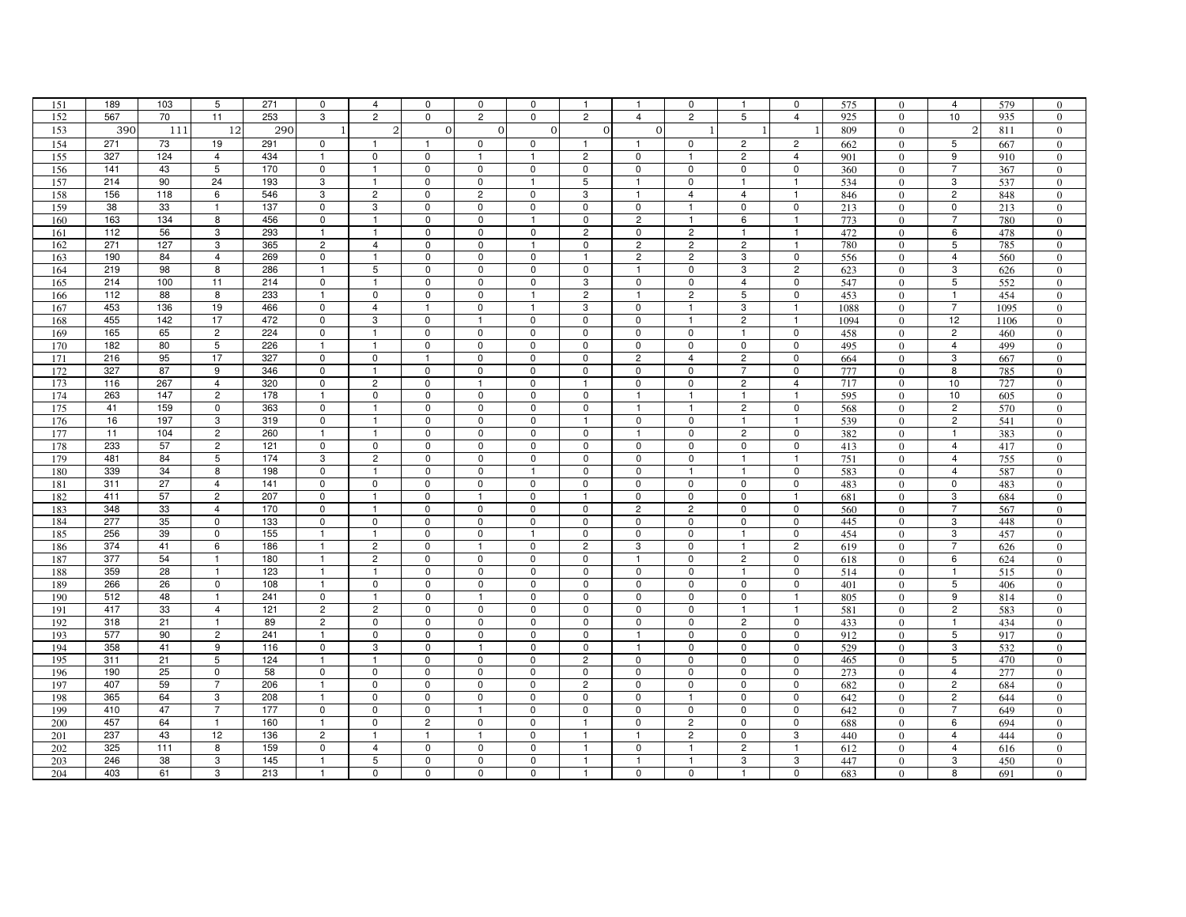| | | | | | | | | | | | | | | | | | | | |
|---|---|---|---|---|---|---|---|---|---|---|---|---|---|---|---|---|---|---|---|
| 151 | 189 | 103 | 5 | 271 | 0 | 4 | 0 | 0 | 0 | 1 | 1 | 0 | 1 | 0 | 575 | 0 | 4 | 579 | 0 |
| 152 | 567 | 70 | 11 | 253 | 3 | 2 | 0 | 2 | 0 | 2 | 4 | 2 | 5 | 4 | 925 | 0 | 10 | 935 | 0 |
| 153 | 390 | 111 | 12 | 290 | 1 | 2 | 0 | 0 | 0 | 0 | 0 | 1 | 1 | 1 | 809 | 0 | 2 | 811 | 0 |
| 154 | 271 | 73 | 19 | 291 | 0 | 1 | 1 | 0 | 0 | 1 | 1 | 0 | 2 | 2 | 662 | 0 | 5 | 667 | 0 |
| 155 | 327 | 124 | 4 | 434 | 1 | 0 | 0 | 1 | 1 | 2 | 0 | 1 | 2 | 4 | 901 | 0 | 9 | 910 | 0 |
| 156 | 141 | 43 | 5 | 170 | 0 | 1 | 0 | 0 | 0 | 0 | 0 | 0 | 0 | 0 | 360 | 0 | 7 | 367 | 0 |
| 157 | 214 | 90 | 24 | 193 | 3 | 1 | 0 | 0 | 1 | 5 | 1 | 0 | 1 | 1 | 534 | 0 | 3 | 537 | 0 |
| 158 | 156 | 118 | 6 | 546 | 3 | 2 | 0 | 2 | 0 | 3 | 1 | 4 | 4 | 1 | 846 | 0 | 2 | 848 | 0 |
| 159 | 38 | 33 | 1 | 137 | 0 | 3 | 0 | 0 | 0 | 0 | 0 | 1 | 0 | 0 | 213 | 0 | 0 | 213 | 0 |
| 160 | 163 | 134 | 8 | 456 | 0 | 1 | 0 | 0 | 1 | 0 | 2 | 1 | 6 | 1 | 773 | 0 | 7 | 780 | 0 |
| 161 | 112 | 56 | 3 | 293 | 1 | 1 | 0 | 0 | 0 | 2 | 0 | 2 | 1 | 1 | 472 | 0 | 6 | 478 | 0 |
| 162 | 271 | 127 | 3 | 365 | 2 | 4 | 0 | 0 | 1 | 0 | 2 | 2 | 2 | 1 | 780 | 0 | 5 | 785 | 0 |
| 163 | 190 | 84 | 4 | 269 | 0 | 1 | 0 | 0 | 0 | 1 | 2 | 2 | 3 | 0 | 556 | 0 | 4 | 560 | 0 |
| 164 | 219 | 98 | 8 | 286 | 1 | 5 | 0 | 0 | 0 | 0 | 1 | 0 | 3 | 2 | 623 | 0 | 3 | 626 | 0 |
| 165 | 214 | 100 | 11 | 214 | 0 | 1 | 0 | 0 | 0 | 3 | 0 | 0 | 4 | 0 | 547 | 0 | 5 | 552 | 0 |
| 166 | 112 | 88 | 8 | 233 | 1 | 0 | 0 | 0 | 1 | 2 | 1 | 2 | 5 | 0 | 453 | 0 | 1 | 454 | 0 |
| 167 | 453 | 136 | 19 | 466 | 0 | 4 | 1 | 0 | 1 | 3 | 0 | 1 | 3 | 1 | 1088 | 0 | 7 | 1095 | 0 |
| 168 | 455 | 142 | 17 | 472 | 0 | 3 | 0 | 1 | 0 | 0 | 0 | 1 | 2 | 1 | 1094 | 0 | 12 | 1106 | 0 |
| 169 | 165 | 65 | 2 | 224 | 0 | 1 | 0 | 0 | 0 | 0 | 0 | 0 | 1 | 0 | 458 | 0 | 2 | 460 | 0 |
| 170 | 182 | 80 | 5 | 226 | 1 | 1 | 0 | 0 | 0 | 0 | 0 | 0 | 0 | 0 | 495 | 0 | 4 | 499 | 0 |
| 171 | 216 | 95 | 17 | 327 | 0 | 0 | 1 | 0 | 0 | 0 | 2 | 4 | 2 | 0 | 664 | 0 | 3 | 667 | 0 |
| 172 | 327 | 87 | 9 | 346 | 0 | 1 | 0 | 0 | 0 | 0 | 0 | 0 | 7 | 0 | 777 | 0 | 8 | 785 | 0 |
| 173 | 116 | 267 | 4 | 320 | 0 | 2 | 0 | 1 | 0 | 1 | 0 | 0 | 2 | 4 | 717 | 0 | 10 | 727 | 0 |
| 174 | 263 | 147 | 2 | 178 | 1 | 0 | 0 | 0 | 0 | 0 | 1 | 1 | 1 | 1 | 595 | 0 | 10 | 605 | 0 |
| 175 | 41 | 159 | 0 | 363 | 0 | 1 | 0 | 0 | 0 | 0 | 1 | 1 | 2 | 0 | 568 | 0 | 2 | 570 | 0 |
| 176 | 16 | 197 | 3 | 319 | 0 | 1 | 0 | 0 | 0 | 1 | 0 | 0 | 1 | 1 | 539 | 0 | 2 | 541 | 0 |
| 177 | 11 | 104 | 2 | 260 | 1 | 1 | 0 | 0 | 0 | 0 | 1 | 0 | 2 | 0 | 382 | 0 | 1 | 383 | 0 |
| 178 | 233 | 57 | 2 | 121 | 0 | 0 | 0 | 0 | 0 | 0 | 0 | 0 | 0 | 0 | 413 | 0 | 4 | 417 | 0 |
| 179 | 481 | 84 | 5 | 174 | 3 | 2 | 0 | 0 | 0 | 0 | 0 | 0 | 1 | 1 | 751 | 0 | 4 | 755 | 0 |
| 180 | 339 | 34 | 8 | 198 | 0 | 1 | 0 | 0 | 1 | 0 | 0 | 1 | 1 | 0 | 583 | 0 | 4 | 587 | 0 |
| 181 | 311 | 27 | 4 | 141 | 0 | 0 | 0 | 0 | 0 | 0 | 0 | 0 | 0 | 0 | 483 | 0 | 0 | 483 | 0 |
| 182 | 411 | 57 | 2 | 207 | 0 | 1 | 0 | 1 | 0 | 1 | 0 | 0 | 0 | 1 | 681 | 0 | 3 | 684 | 0 |
| 183 | 348 | 33 | 4 | 170 | 0 | 1 | 0 | 0 | 0 | 0 | 2 | 2 | 0 | 0 | 560 | 0 | 7 | 567 | 0 |
| 184 | 277 | 35 | 0 | 133 | 0 | 0 | 0 | 0 | 0 | 0 | 0 | 0 | 0 | 0 | 445 | 0 | 3 | 448 | 0 |
| 185 | 256 | 39 | 0 | 155 | 1 | 1 | 0 | 0 | 1 | 0 | 0 | 0 | 1 | 0 | 454 | 0 | 3 | 457 | 0 |
| 186 | 374 | 41 | 6 | 186 | 1 | 2 | 0 | 1 | 0 | 2 | 3 | 0 | 1 | 2 | 619 | 0 | 7 | 626 | 0 |
| 187 | 377 | 54 | 1 | 180 | 1 | 2 | 0 | 0 | 0 | 0 | 1 | 0 | 2 | 0 | 618 | 0 | 6 | 624 | 0 |
| 188 | 359 | 28 | 1 | 123 | 1 | 1 | 0 | 0 | 0 | 0 | 0 | 0 | 1 | 0 | 514 | 0 | 1 | 515 | 0 |
| 189 | 266 | 26 | 0 | 108 | 1 | 0 | 0 | 0 | 0 | 0 | 0 | 0 | 0 | 0 | 401 | 0 | 5 | 406 | 0 |
| 190 | 512 | 48 | 1 | 241 | 0 | 1 | 0 | 1 | 0 | 0 | 0 | 0 | 0 | 1 | 805 | 0 | 9 | 814 | 0 |
| 191 | 417 | 33 | 4 | 121 | 2 | 2 | 0 | 0 | 0 | 0 | 0 | 0 | 1 | 1 | 581 | 0 | 2 | 583 | 0 |
| 192 | 318 | 21 | 1 | 89 | 2 | 0 | 0 | 0 | 0 | 0 | 0 | 0 | 2 | 0 | 433 | 0 | 1 | 434 | 0 |
| 193 | 577 | 90 | 2 | 241 | 1 | 0 | 0 | 0 | 0 | 0 | 1 | 0 | 0 | 0 | 912 | 0 | 5 | 917 | 0 |
| 194 | 358 | 41 | 9 | 116 | 0 | 3 | 0 | 1 | 0 | 0 | 1 | 0 | 0 | 0 | 529 | 0 | 3 | 532 | 0 |
| 195 | 311 | 21 | 5 | 124 | 1 | 1 | 0 | 0 | 0 | 2 | 0 | 0 | 0 | 0 | 465 | 0 | 5 | 470 | 0 |
| 196 | 190 | 25 | 0 | 58 | 0 | 0 | 0 | 0 | 0 | 0 | 0 | 0 | 0 | 0 | 273 | 0 | 4 | 277 | 0 |
| 197 | 407 | 59 | 7 | 206 | 1 | 0 | 0 | 0 | 0 | 2 | 0 | 0 | 0 | 0 | 682 | 0 | 2 | 684 | 0 |
| 198 | 365 | 64 | 3 | 208 | 1 | 0 | 0 | 0 | 0 | 0 | 0 | 1 | 0 | 0 | 642 | 0 | 2 | 644 | 0 |
| 199 | 410 | 47 | 7 | 177 | 0 | 0 | 0 | 1 | 0 | 0 | 0 | 0 | 0 | 0 | 642 | 0 | 7 | 649 | 0 |
| 200 | 457 | 64 | 1 | 160 | 1 | 0 | 2 | 0 | 0 | 1 | 0 | 2 | 0 | 0 | 688 | 0 | 6 | 694 | 0 |
| 201 | 237 | 43 | 12 | 136 | 2 | 1 | 1 | 1 | 0 | 1 | 1 | 2 | 0 | 3 | 440 | 0 | 4 | 444 | 0 |
| 202 | 325 | 111 | 8 | 159 | 0 | 4 | 0 | 0 | 0 | 1 | 0 | 1 | 2 | 1 | 612 | 0 | 4 | 616 | 0 |
| 203 | 246 | 38 | 3 | 145 | 1 | 5 | 0 | 0 | 0 | 1 | 1 | 1 | 3 | 3 | 447 | 0 | 3 | 450 | 0 |
| 204 | 403 | 61 | 3 | 213 | 1 | 0 | 0 | 0 | 0 | 1 | 0 | 0 | 1 | 0 | 683 | 0 | 8 | 691 | 0 |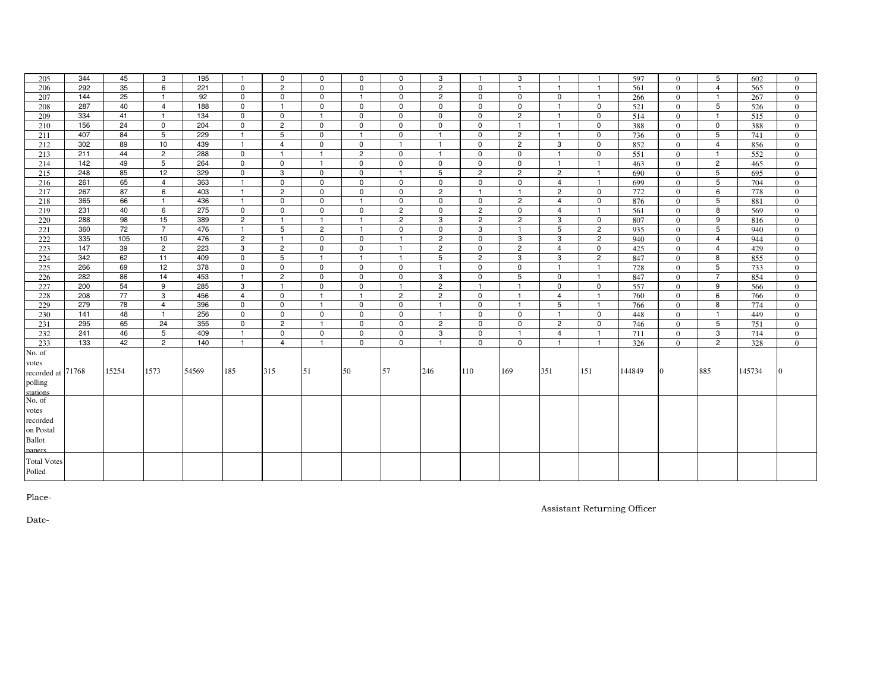| | | | | | | | | | | | | | | | | | | | |
|---|---|---|---|---|---|---|---|---|---|---|---|---|---|---|---|---|---|---|---|
| 205 | 344 | 45 | 3 | 195 | 1 | 0 | 0 | 0 | 0 | 3 | 1 | 3 | 1 | 1 | 597 | 0 | 5 | 602 | 0 |
| 206 | 292 | 35 | 6 | 221 | 0 | 2 | 0 | 0 | 0 | 2 | 0 | 1 | 1 | 1 | 561 | 0 | 4 | 565 | 0 |
| 207 | 144 | 25 | 1 | 92 | 0 | 0 | 0 | 1 | 0 | 2 | 0 | 0 | 0 | 1 | 266 | 0 | 1 | 267 | 0 |
| 208 | 287 | 40 | 4 | 188 | 0 | 1 | 0 | 0 | 0 | 0 | 0 | 0 | 1 | 0 | 521 | 0 | 5 | 526 | 0 |
| 209 | 334 | 41 | 1 | 134 | 0 | 0 | 1 | 0 | 0 | 0 | 0 | 2 | 1 | 0 | 514 | 0 | 1 | 515 | 0 |
| 210 | 156 | 24 | 0 | 204 | 0 | 2 | 0 | 0 | 0 | 0 | 0 | 1 | 1 | 0 | 388 | 0 | 0 | 388 | 0 |
| 211 | 407 | 84 | 5 | 229 | 1 | 5 | 0 | 1 | 0 | 1 | 0 | 2 | 1 | 0 | 736 | 0 | 5 | 741 | 0 |
| 212 | 302 | 89 | 10 | 439 | 1 | 4 | 0 | 0 | 1 | 1 | 0 | 2 | 3 | 0 | 852 | 0 | 4 | 856 | 0 |
| 213 | 211 | 44 | 2 | 288 | 0 | 1 | 1 | 2 | 0 | 1 | 0 | 0 | 1 | 0 | 551 | 0 | 1 | 552 | 0 |
| 214 | 142 | 49 | 5 | 264 | 0 | 0 | 1 | 0 | 0 | 0 | 0 | 0 | 1 | 1 | 463 | 0 | 2 | 465 | 0 |
| 215 | 248 | 85 | 12 | 329 | 0 | 3 | 0 | 0 | 1 | 5 | 2 | 2 | 2 | 1 | 690 | 0 | 5 | 695 | 0 |
| 216 | 261 | 65 | 4 | 363 | 1 | 0 | 0 | 0 | 0 | 0 | 0 | 0 | 4 | 1 | 699 | 0 | 5 | 704 | 0 |
| 217 | 267 | 87 | 6 | 403 | 1 | 2 | 0 | 0 | 0 | 2 | 1 | 1 | 2 | 0 | 772 | 0 | 6 | 778 | 0 |
| 218 | 365 | 66 | 1 | 436 | 1 | 0 | 0 | 1 | 0 | 0 | 0 | 2 | 4 | 0 | 876 | 0 | 5 | 881 | 0 |
| 219 | 231 | 40 | 6 | 275 | 0 | 0 | 0 | 0 | 2 | 0 | 2 | 0 | 4 | 1 | 561 | 0 | 8 | 569 | 0 |
| 220 | 288 | 98 | 15 | 389 | 2 | 1 | 1 | 1 | 2 | 3 | 2 | 2 | 3 | 0 | 807 | 0 | 9 | 816 | 0 |
| 221 | 360 | 72 | 7 | 476 | 1 | 5 | 2 | 1 | 0 | 0 | 3 | 1 | 5 | 2 | 935 | 0 | 5 | 940 | 0 |
| 222 | 335 | 105 | 10 | 476 | 2 | 1 | 0 | 0 | 1 | 2 | 0 | 3 | 3 | 2 | 940 | 0 | 4 | 944 | 0 |
| 223 | 147 | 39 | 2 | 223 | 3 | 2 | 0 | 0 | 1 | 2 | 0 | 2 | 4 | 0 | 425 | 0 | 4 | 429 | 0 |
| 224 | 342 | 62 | 11 | 409 | 0 | 5 | 1 | 1 | 1 | 5 | 2 | 3 | 3 | 2 | 847 | 0 | 8 | 855 | 0 |
| 225 | 266 | 69 | 12 | 378 | 0 | 0 | 0 | 0 | 0 | 1 | 0 | 0 | 1 | 1 | 728 | 0 | 5 | 733 | 0 |
| 226 | 282 | 86 | 14 | 453 | 1 | 2 | 0 | 0 | 0 | 3 | 0 | 5 | 0 | 1 | 847 | 0 | 7 | 854 | 0 |
| 227 | 200 | 54 | 9 | 285 | 3 | 1 | 0 | 0 | 1 | 2 | 1 | 1 | 0 | 0 | 557 | 0 | 9 | 566 | 0 |
| 228 | 208 | 77 | 3 | 456 | 4 | 0 | 1 | 1 | 2 | 2 | 0 | 1 | 4 | 1 | 760 | 0 | 6 | 766 | 0 |
| 229 | 279 | 78 | 4 | 396 | 0 | 0 | 1 | 0 | 0 | 1 | 0 | 1 | 5 | 1 | 766 | 0 | 8 | 774 | 0 |
| 230 | 141 | 48 | 1 | 256 | 0 | 0 | 0 | 0 | 0 | 1 | 0 | 0 | 1 | 0 | 448 | 0 | 1 | 449 | 0 |
| 231 | 295 | 65 | 24 | 355 | 0 | 2 | 1 | 0 | 0 | 2 | 0 | 0 | 2 | 0 | 746 | 0 | 5 | 751 | 0 |
| 232 | 241 | 46 | 5 | 409 | 1 | 0 | 0 | 0 | 0 | 3 | 0 | 1 | 4 | 1 | 711 | 0 | 3 | 714 | 0 |
| 233 | 133 | 42 | 2 | 140 | 1 | 4 | 1 | 0 | 0 | 1 | 0 | 0 | 1 | 1 | 326 | 0 | 2 | 328 | 0 |
| No. of votes recorded at polling stations | 71768 | 15254 | 1573 | 54569 | 185 | 315 | 51 | 50 | 57 | 246 | 110 | 169 | 351 | 151 | 144849 | 0 | 885 | 145734 | 0 |
| No. of votes recorded on Postal Ballot papers | | | | | | | | | | | | | | | | | | | |
| Total Votes Polled | | | | | | | | | | | | | | | | | | | |

Place-

Date-

Assistant Returning Officer